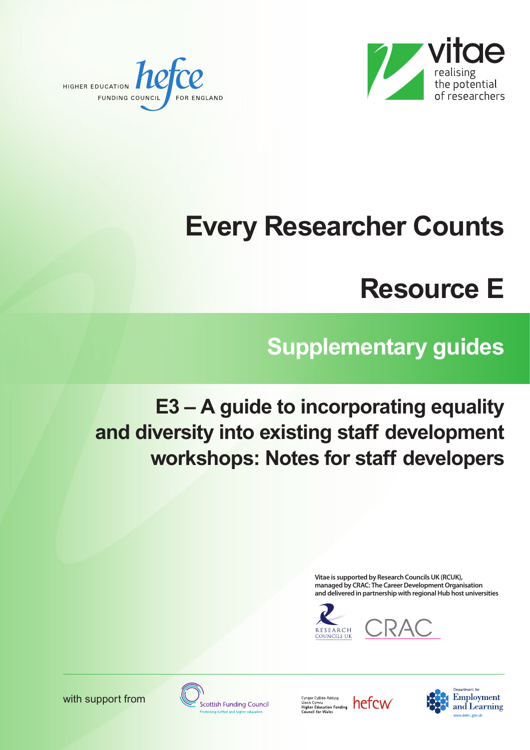HIGHER EDUCATION FUNDING COUNCIL FOR ENGLAND

vitae — realising the potential of researchers

# Every Researcher Counts

# Resource E

## Supplementary guides

## E3 – A guide to incorporating equality and diversity into existing staff development workshops: Notes for staff developers

**Vitae is supported by Research Councils UK (RCUK), managed by CRAC: The Career Development Organisation and delivered in partnership with regional Hub host universities**

RESEARCH COUNCILS UK

CRAC

with support from

Scottish Funding Council — Promoting further and higher education

Cyngor Cyllido Addysg Uwch Cymru — Higher Education Funding Council for Wales — hefcw

Department for Employment and Learning — www.delni.gov.uk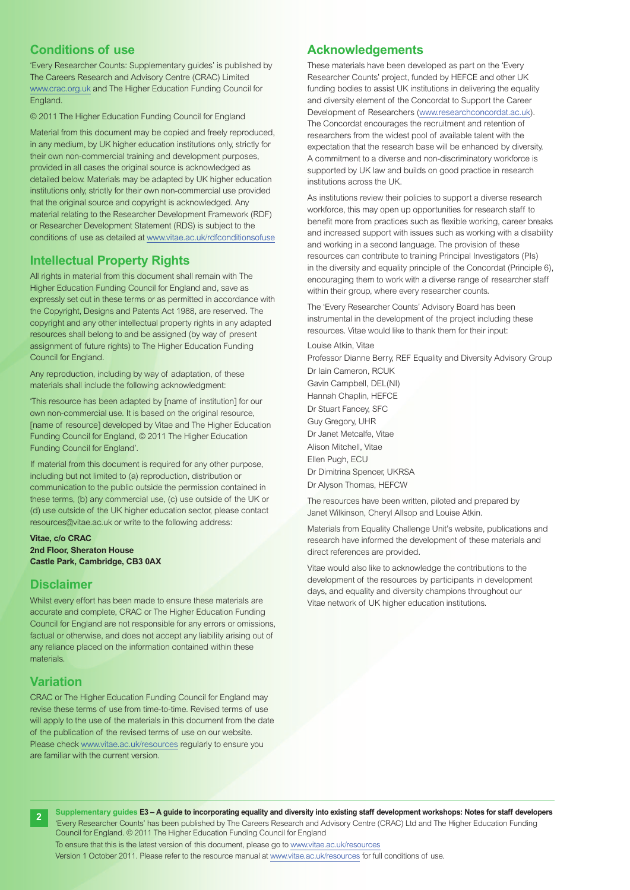## Conditions of use

'Every Researcher Counts: Supplementary guides' is published by The Careers Research and Advisory Centre (CRAC) Limited www.crac.org.uk and The Higher Education Funding Council for England.

© 2011 The Higher Education Funding Council for England

Material from this document may be copied and freely reproduced, in any medium, by UK higher education institutions only, strictly for their own non-commercial training and development purposes, provided in all cases the original source is acknowledged as detailed below. Materials may be adapted by UK higher education institutions only, strictly for their own non-commercial use provided that the original source and copyright is acknowledged. Any material relating to the Researcher Development Framework (RDF) or Researcher Development Statement (RDS) is subject to the conditions of use as detailed at www.vitae.ac.uk/rdfconditionsofuse

## Intellectual Property Rights

All rights in material from this document shall remain with The Higher Education Funding Council for England and, save as expressly set out in these terms or as permitted in accordance with the Copyright, Designs and Patents Act 1988, are reserved. The copyright and any other intellectual property rights in any adapted resources shall belong to and be assigned (by way of present assignment of future rights) to The Higher Education Funding Council for England.

Any reproduction, including by way of adaptation, of these materials shall include the following acknowledgment:

'This resource has been adapted by [name of institution] for our own non-commercial use. It is based on the original resource, [name of resource] developed by Vitae and The Higher Education Funding Council for England, © 2011 The Higher Education Funding Council for England'.

If material from this document is required for any other purpose, including but not limited to (a) reproduction, distribution or communication to the public outside the permission contained in these terms, (b) any commercial use, (c) use outside of the UK or (d) use outside of the UK higher education sector, please contact resources@vitae.ac.uk or write to the following address:

**Vitae, c/o CRAC**
**2nd Floor, Sheraton House**
**Castle Park, Cambridge, CB3 0AX**

## Disclaimer

Whilst every effort has been made to ensure these materials are accurate and complete, CRAC or The Higher Education Funding Council for England are not responsible for any errors or omissions, factual or otherwise, and does not accept any liability arising out of any reliance placed on the information contained within these materials.

## Variation

CRAC or The Higher Education Funding Council for England may revise these terms of use from time-to-time. Revised terms of use will apply to the use of the materials in this document from the date of the publication of the revised terms of use on our website. Please check www.vitae.ac.uk/resources regularly to ensure you are familiar with the current version.

## Acknowledgements

These materials have been developed as part on the 'Every Researcher Counts' project, funded by HEFCE and other UK funding bodies to assist UK institutions in delivering the equality and diversity element of the Concordat to Support the Career Development of Researchers (www.researchconcordat.ac.uk). The Concordat encourages the recruitment and retention of researchers from the widest pool of available talent with the expectation that the research base will be enhanced by diversity. A commitment to a diverse and non-discriminatory workforce is supported by UK law and builds on good practice in research institutions across the UK.

As institutions review their policies to support a diverse research workforce, this may open up opportunities for research staff to benefit more from practices such as flexible working, career breaks and increased support with issues such as working with a disability and working in a second language. The provision of these resources can contribute to training Principal Investigators (PIs) in the diversity and equality principle of the Concordat (Principle 6), encouraging them to work with a diverse range of researcher staff within their group, where every researcher counts.

The 'Every Researcher Counts' Advisory Board has been instrumental in the development of the project including these resources. Vitae would like to thank them for their input:

Louise Atkin, Vitae
Professor Dianne Berry, REF Equality and Diversity Advisory Group
Dr Iain Cameron, RCUK
Gavin Campbell, DEL(NI)
Hannah Chaplin, HEFCE
Dr Stuart Fancey, SFC
Guy Gregory, UHR
Dr Janet Metcalfe, Vitae
Alison Mitchell, Vitae
Ellen Pugh, ECU
Dr Dimitrina Spencer, UKRSA
Dr Alyson Thomas, HEFCW

The resources have been written, piloted and prepared by Janet Wilkinson, Cheryl Allsop and Louise Atkin.

Materials from Equality Challenge Unit's website, publications and research have informed the development of these materials and direct references are provided.

Vitae would also like to acknowledge the contributions to the development of the resources by participants in development days, and equality and diversity champions throughout our Vitae network of UK higher education institutions.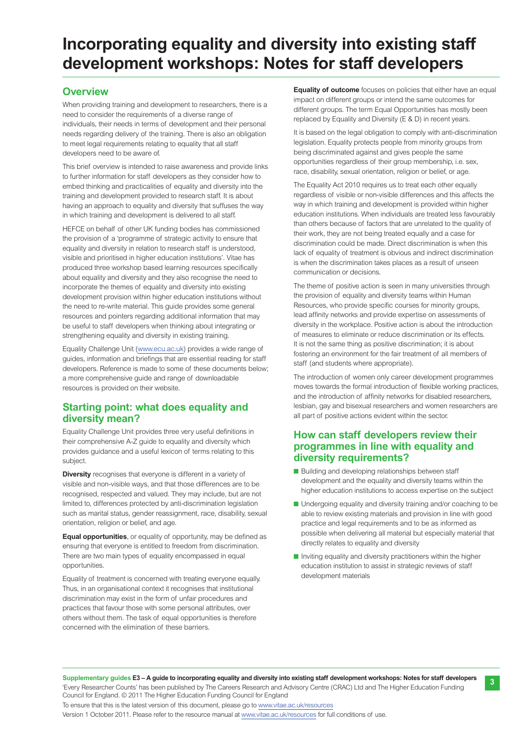# Incorporating equality and diversity into existing staff development workshops: Notes for staff developers

## Overview

When providing training and development to researchers, there is a need to consider the requirements of a diverse range of individuals, their needs in terms of development and their personal needs regarding delivery of the training. There is also an obligation to meet legal requirements relating to equality that all staff developers need to be aware of.

This brief overview is intended to raise awareness and provide links to further information for staff developers as they consider how to embed thinking and practicalities of equality and diversity into the training and development provided to research staff. It is about having an approach to equality and diversity that suffuses the way in which training and development is delivered to all staff.

HEFCE on behalf of other UK funding bodies has commissioned the provision of a 'programme of strategic activity to ensure that equality and diversity in relation to research staff is understood, visible and prioritised in higher education institutions'. Vitae has produced three workshop based learning resources specifically about equality and diversity and they also recognise the need to incorporate the themes of equality and diversity into existing development provision within higher education institutions without the need to re-write material. This guide provides some general resources and pointers regarding additional information that may be useful to staff developers when thinking about integrating or strengthening equality and diversity in existing training.

Equality Challenge Unit (www.ecu.ac.uk) provides a wide range of guides, information and briefings that are essential reading for staff developers. Reference is made to some of these documents below; a more comprehensive guide and range of downloadable resources is provided on their website.

## Starting point: what does equality and diversity mean?

Equality Challenge Unit provides three very useful definitions in their comprehensive A-Z guide to equality and diversity which provides guidance and a useful lexicon of terms relating to this subject.

**Diversity** recognises that everyone is different in a variety of visible and non-visible ways, and that those differences are to be recognised, respected and valued. They may include, but are not limited to, differences protected by anti-discrimination legislation such as marital status, gender reassignment, race, disability, sexual orientation, religion or belief, and age.

**Equal opportunities**, or equality of opportunity, may be defined as ensuring that everyone is entitled to freedom from discrimination. There are two main types of equality encompassed in equal opportunities.

Equality of treatment is concerned with treating everyone equally. Thus, in an organisational context it recognises that institutional discrimination may exist in the form of unfair procedures and practices that favour those with some personal attributes, over others without them. The task of equal opportunities is therefore concerned with the elimination of these barriers.

**Equality of outcome** focuses on policies that either have an equal impact on different groups or intend the same outcomes for different groups. The term Equal Opportunities has mostly been replaced by Equality and Diversity (E & D) in recent years.

It is based on the legal obligation to comply with anti-discrimination legislation. Equality protects people from minority groups from being discriminated against and gives people the same opportunities regardless of their group membership, i.e. sex, race, disability, sexual orientation, religion or belief, or age.

The Equality Act 2010 requires us to treat each other equally regardless of visible or non-visible differences and this affects the way in which training and development is provided within higher education institutions. When individuals are treated less favourably than others because of factors that are unrelated to the quality of their work, they are not being treated equally and a case for discrimination could be made. Direct discrimination is when this lack of equality of treatment is obvious and indirect discrimination is when the discrimination takes places as a result of unseen communication or decisions.

The theme of positive action is seen in many universities through the provision of equality and diversity teams within Human Resources, who provide specific courses for minority groups, lead affinity networks and provide expertise on assessments of diversity in the workplace. Positive action is about the introduction of measures to eliminate or reduce discrimination or its effects. It is not the same thing as positive discrimination; it is about fostering an environment for the fair treatment of all members of staff (and students where appropriate).

The introduction of women only career development programmes moves towards the formal introduction of flexible working practices, and the introduction of affinity networks for disabled researchers, lesbian, gay and bisexual researchers and women researchers are all part of positive actions evident within the sector.

## How can staff developers review their programmes in line with equality and diversity requirements?

- Building and developing relationships between staff development and the equality and diversity teams within the higher education institutions to access expertise on the subject
- Undergoing equality and diversity training and/or coaching to be able to review existing materials and provision in line with good practice and legal requirements and to be as informed as possible when delivering all material but especially material that directly relates to equality and diversity
- Inviting equality and diversity practitioners within the higher education institution to assist in strategic reviews of staff development materials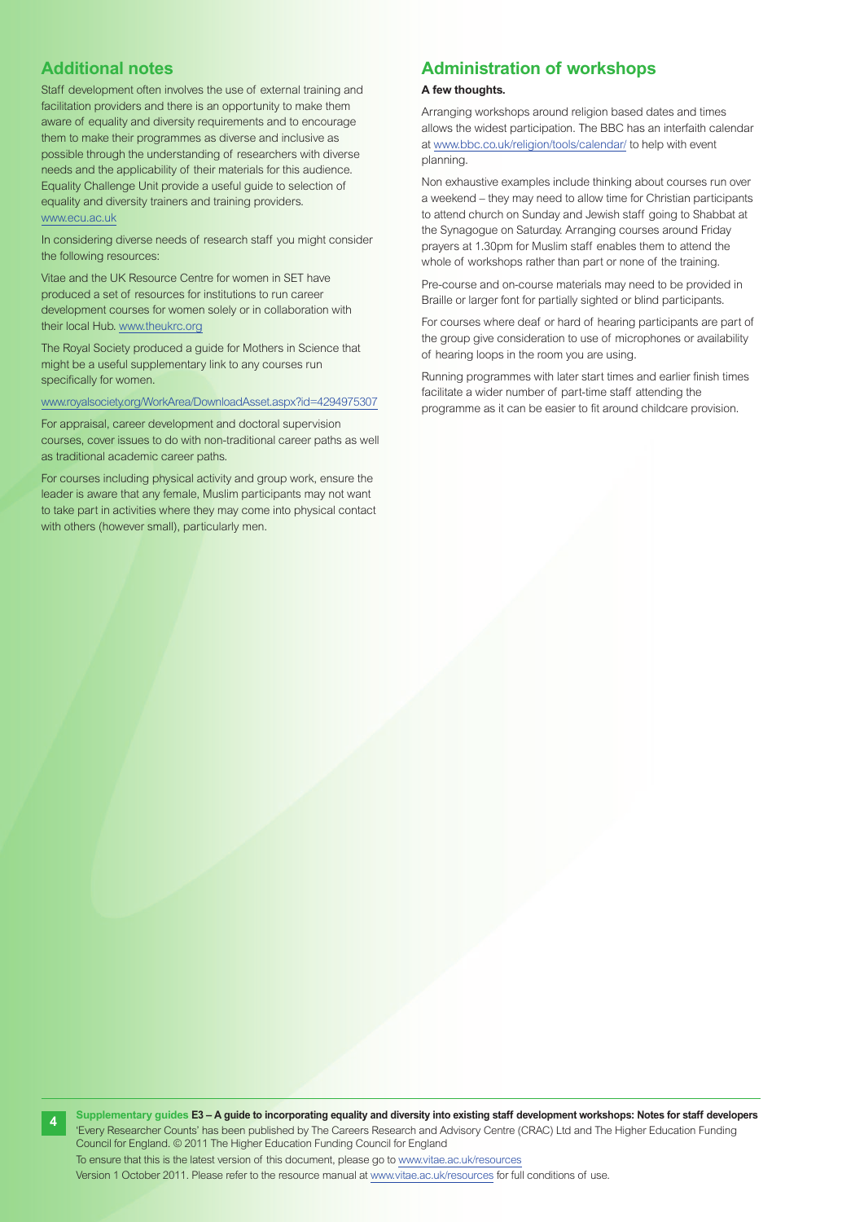## Additional notes

Staff development often involves the use of external training and facilitation providers and there is an opportunity to make them aware of equality and diversity requirements and to encourage them to make their programmes as diverse and inclusive as possible through the understanding of researchers with diverse needs and the applicability of their materials for this audience. Equality Challenge Unit provide a useful guide to selection of equality and diversity trainers and training providers. www.ecu.ac.uk

In considering diverse needs of research staff you might consider the following resources:

Vitae and the UK Resource Centre for women in SET have produced a set of resources for institutions to run career development courses for women solely or in collaboration with their local Hub. www.theukrc.org

The Royal Society produced a guide for Mothers in Science that might be a useful supplementary link to any courses run specifically for women.

www.royalsociety.org/WorkArea/DownloadAsset.aspx?id=4294975307

For appraisal, career development and doctoral supervision courses, cover issues to do with non-traditional career paths as well as traditional academic career paths.

For courses including physical activity and group work, ensure the leader is aware that any female, Muslim participants may not want to take part in activities where they may come into physical contact with others (however small), particularly men.

## Administration of workshops

**A few thoughts.**

Arranging workshops around religion based dates and times allows the widest participation. The BBC has an interfaith calendar at www.bbc.co.uk/religion/tools/calendar/ to help with event planning.

Non exhaustive examples include thinking about courses run over a weekend – they may need to allow time for Christian participants to attend church on Sunday and Jewish staff going to Shabbat at the Synagogue on Saturday. Arranging courses around Friday prayers at 1.30pm for Muslim staff enables them to attend the whole of workshops rather than part or none of the training.

Pre-course and on-course materials may need to be provided in Braille or larger font for partially sighted or blind participants.

For courses where deaf or hard of hearing participants are part of the group give consideration to use of microphones or availability of hearing loops in the room you are using.

Running programmes with later start times and earlier finish times facilitate a wider number of part-time staff attending the programme as it can be easier to fit around childcare provision.

**Supplementary guides E3 – A guide to incorporating equality and diversity into existing staff development workshops: Notes for staff developers**

'Every Researcher Counts' has been published by The Careers Research and Advisory Centre (CRAC) Ltd and The Higher Education Funding Council for England. © 2011 The Higher Education Funding Council for England

To ensure that this is the latest version of this document, please go to www.vitae.ac.uk/resources

Version 1 October 2011. Please refer to the resource manual at www.vitae.ac.uk/resources for full conditions of use.